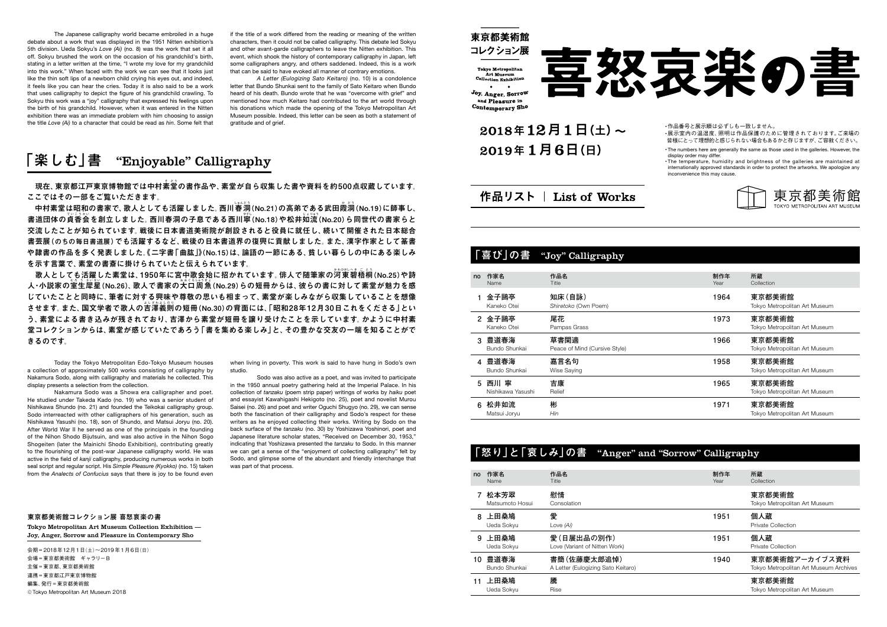The Japanese calligraphy world became embroiled in a huge debate about a work that was displayed in the 1951 Nitten exhibition's 5th division. Ueda Sokyu's *Love (Ai)* (no. 8) was the work that set it all off. Sokyu brushed the work on the occasion of his grandchild's birth, stating in a letter written at the time, "I wrote my love for my grandchild into this work." When faced with the work we can see that it looks just like the thin soft lips of a newborn child crying his eyes out, and indeed, it feels like you can hear the cries. Today it is also said to be a work that uses calligraphy to depict the figure of his grandchild crawling. To Sokyu this work was a "joy" calligraphy that expressed his feelings upon the birth of his grandchild. However, when it was entered in the Nitten exhibition there was an immediate problem with him choosing to assign the title *Love (Ai)* to a character that could be read as *hin*. Some felt that if the title of a work differed from the reading or meaning of the written characters, then it could not be called calligraphy. This debate led Sokyu and other avant-garde calligraphers to leave the Nitten exhibition. This event, which shook the history of contemporary calligraphy in Japan, left some calligraphers angry, and others saddened. Indeed, this is a work that can be said to have evoked all manner of contrary emotions.

*A Letter (Eulogizing Sato Keitaro)* (no. 10) is a condolence letter that Bundo Shunkai sent to the family of Sato Keitaro when Bundo heard of his death. Bundo wrote that he was "overcome with grief" and mentioned how much Keitaro had contributed to the art world through his donations which made the opening of the Tokyo Metropolitan Art Museum possible. Indeed, this letter can be seen as both a statement of gratitude and of grief.

## 「楽しむ」書 "Enjoyable" Calligraphy

現在、東京都江戸東京博物館では中村素堂の書作品や、素堂が自ら収集した書や資料を約500点収蔵しています。ここではその一部をご覧いただきます。

中村素堂は昭和の書家で、歌人としても活躍しました。西川春洞(No.21)の高弟である武田霞洞(No.19)に師事し、書道団体の貞香会を創立しました。西川春洞の子息である西川寧(No.18)や松井如流(No.20)ら同世代の書家らと交流したことが知られています。戦後に日本書道美術院が創設されると役員に就任し、続いて開催された日本総合書芸展(のちの毎日書道展)でも活躍するなど、戦後の日本書道界の復興に貢献しました。また、漢字作家として篆書や隷書の作品を多く発表しました。《二字書「曲肱」》(No.15)は、論語の一節にある、貧しい暮らしの中にある楽しみを示す言葉で、素堂の書斎に掛けられていたと伝えられています。

歌人としても活躍した素堂は、1950年に宮中歌会始に招かれています。俳人で随筆家の河東碧梧桐(No.25)や詩人・小説家の室生犀星(No.26)、歌人で書家の大口周魚(No.29)らの短冊からは、彼らの書に対して素堂が魅力を感じていたことと同時に、筆者に対する興味や尊敬の思いも相まって、素堂が楽しみながら収集していることを想像させます。また、国文学者で歌人の吉澤義則の短冊(No.30)の背面には、「昭和28年12月30日これをくださる」という、素堂による書き込みが残されており、吉澤から素堂が短冊を譲り受けたことを示しています。かように中村素堂コレクションからは、素堂が感じていたであろう「書を集める楽しみ」と、その豊かな交友の一端を知ることができるのです。

Today the Tokyo Metropolitan Edo-Tokyo Museum houses a collection of approximately 500 works consisting of calligraphy by Nakamura Sodo, along with calligraphy and materials he collected. This display presents a selection from the collection.

Nakamura Sodo was a Showa era calligrapher and poet. He studied under Takeda Kado (no. 19) who was a senior student of Nishikawa Shundo (no. 21) and founded the Teikokai calligraphy group. Sodo interreacted with other calligraphers of his generation, such as Nishikawa Yasushi (no. 18), son of Shundo, and Matsui Joryu (no. 20). After World War II he served as one of the principals in the founding of the Nihon Shodo Bijutsuin, and was also active in the Nihon Sogo Shogeiten (later the Mainichi Shodo Exhibition), contributing greatly to the flourishing of the post-war Japanese calligraphy world. He was active in the field of *kanji* calligraphy, producing numerous works in both seal script and regular script. His *Simple Pleasure (Kyokko)* (no. 15) taken from the *Analects of Confucius* says that there is joy to be found even when living in poverty. This work is said to have hung in Sodo's own studio.

Sodo was also active as a poet, and was invited to participate in the 1950 annual poetry gathering held at the Imperial Palace. In his collection of *tanzaku* (poem strip paper) writings of works by *haiku* poet and essayist Kawahigashi Hekigoto (no. 25), poet and novelist Murou Saisei (no. 26) and poet and writer Oguchi Shugyo (no. 29), we can sense both the fascination of their calligraphy and Sodo's respect for these writers as he enjoyed collecting their works. Writing by Sodo on the back surface of the *tanzaku* (no. 30) by Yoshizawa Yoshinori, poet and Japanese literature scholar states, "Received on December 30, 1953," indicating that Yoshizawa presented the *tanzaku* to Sodo. In this manner we can get a sense of the "enjoyment of collecting calligraphy" felt by Sodo, and glimpse some of the abundant and friendly interchange that was part of that process.

**東京都美術館コレクション展 喜怒哀楽の書**
**Tokyo Metropolitan Art Museum Collection Exhibition — Joy, Anger, Sorrow and Pleasure in Contemporary Sho**

会期＝2018年12月1日(土)〜2019年1月6日(日)
会場＝東京都美術館 ギャラリーB
主催＝東京都、東京都美術館
連携＝東京都江戸東京博物館
編集、発行＝東京都美術館
©Tokyo Metropolitan Art Museum 2018

# 東京都美術館コレクション展 喜怒哀楽の書

Tokyo Metropolitan Art Museum Collection Exhibition
Joy, Anger, Sorrow and Pleasure in Contemporary Sho

**2018年12月1日(土)〜 2019年1月6日(日)**

・作品番号と展示順は必ずしも一致しません。
・展示室内の温湿度、照明は作品保護のために管理されております。ご来場の皆様にとって理想的と感じられない場合もあるかと存じますが、ご容赦ください。

・The numbers here are generally the same as those used in the galleries. However, the display order may differ.
・The temperature, humidity and brightness of the galleries are maintained at internationally approved standards in order to protect the artworks. We apologize any inconvenience this may cause.

## 作品リスト | List of Works

東京都美術館 TOKYO METROPOLITAN ART MUSEUM

### 「喜び」の書 "Joy" Calligraphy

| no | 作家名 Name | 作品名 Title | 制作年 Year | 所蔵 Collection |
|---|---|---|---|---|
| 1 | 金子鷗亭 Kaneko Otei | 知床(自詠) *Shiretoko* (Own Poem) | 1964 | 東京都美術館 Tokyo Metropolitan Art Museum |
| 2 | 金子鷗亭 Kaneko Otei | 尾花 Pampas Grass | 1973 | 東京都美術館 Tokyo Metropolitan Art Museum |
| 3 | 豊道春海 Bundo Shunkai | 草書閑適 Peace of Mind (Cursive Style) | 1966 | 東京都美術館 Tokyo Metropolitan Art Museum |
| 4 | 豊道春海 Bundo Shunkai | 嘉言名句 Wise Saying | 1958 | 東京都美術館 Tokyo Metropolitan Art Museum |
| 5 | 西川 寧 Nishikawa Yasushi | 吉康 Relief | 1965 | 東京都美術館 Tokyo Metropolitan Art Museum |
| 6 | 松井如流 Matsui Joryu | 彬 *Hin* | 1971 | 東京都美術館 Tokyo Metropolitan Art Museum |

### 「怒り」と「哀しみ」の書 "Anger" and "Sorrow" Calligraphy

| no | 作家名 Name | 作品名 Title | 制作年 Year | 所蔵 Collection |
|---|---|---|---|---|
| 7 | 松本芳翠 Matsumoto Hosui | 慰情 Consolation | | 東京都美術館 Tokyo Metropolitan Art Museum |
| 8 | 上田桑鳩 Ueda Sokyu | 愛 Love *(Ai)* | 1951 | 個人蔵 Private Collection |
| 9 | 上田桑鳩 Ueda Sokyu | 愛(日展出品の別作) Love (Variant of Nitten Work) | 1951 | 個人蔵 Private Collection |
| 10 | 豊道春海 Bundo Shunkai | 書簡(佐藤慶太郎追悼) A Letter (Eulogizing Sato Keitaro) | 1940 | 東京都美術館アーカイブス資料 Tokyo Metropolitan Art Museum Archives |
| 11 | 上田桑鳩 Ueda Sokyu | 騰 Rise | | 東京都美術館 Tokyo Metropolitan Art Museum |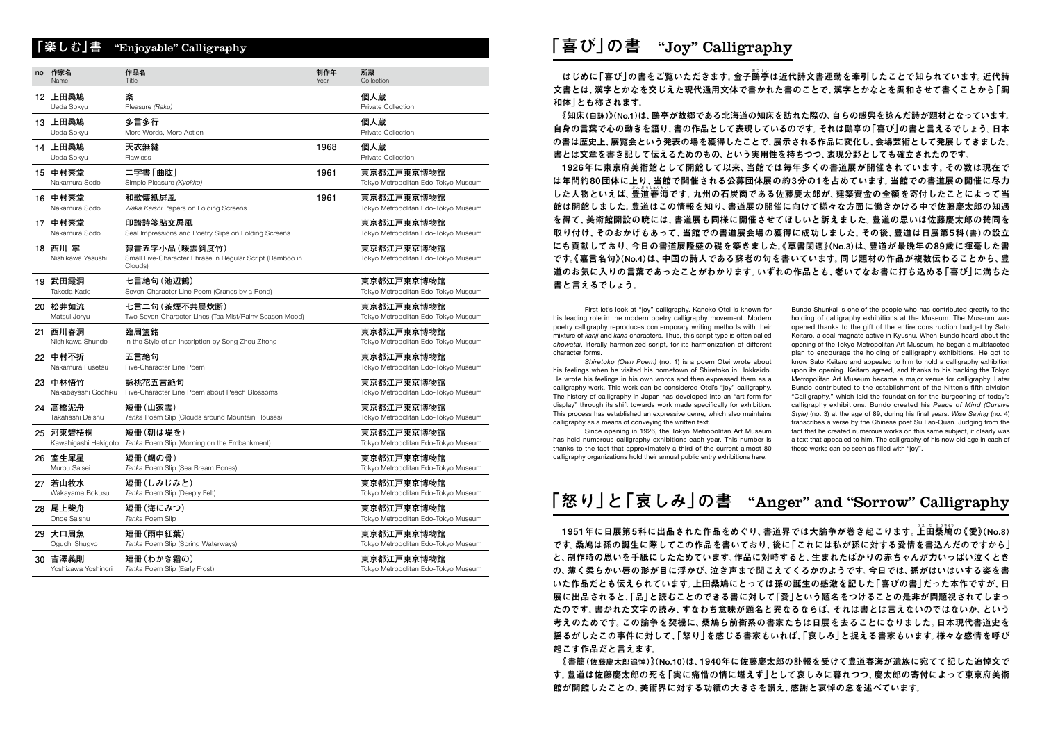## 「楽しむ」書 "Enjoyable" Calligraphy

| no | 作家名 Name | 作品名 Title | 制作年 Year | 所蔵 Collection |
|---|---|---|---|---|
| 12 | 上田桑鳩 Ueda Sokyu | 楽 Pleasure *(Raku)* | | 個人蔵 Private Collection |
| 13 | 上田桑鳩 Ueda Sokyu | 多言多行 More Words, More Action | | 個人蔵 Private Collection |
| 14 | 上田桑鳩 Ueda Sokyu | 天衣無縫 Flawless | 1968 | 個人蔵 Private Collection |
| 15 | 中村素堂 Nakamura Sodo | 二字書「曲肱」 Simple Pleasure *(Kyokko)* | 1961 | 東京都江戸東京博物館 Tokyo Metropolitan Edo-Tokyo Museum |
| 16 | 中村素堂 Nakamura Sodo | 和歌懐紙屏風 *Waka Kaishi* Papers on Folding Screens | 1961 | 東京都江戸東京博物館 Tokyo Metropolitan Edo-Tokyo Museum |
| 17 | 中村素堂 Nakamura Sodo | 印譜詩箋貼交屏風 Seal Impressions and Poetry Slips on Folding Screens | | 東京都江戸東京博物館 Tokyo Metropolitan Edo-Tokyo Museum |
| 18 | 西川 寧 Nishikawa Yasushi | 隷書五字小品（暖雲斜度竹） Small Five-Character Phrase in Regular Script (Bamboo in Clouds) | | 東京都江戸東京博物館 Tokyo Metropolitan Edo-Tokyo Museum |
| 19 | 武田霞洞 Takeda Kado | 七言絶句（池辺鶴） Seven-Character Line Poem (Cranes by a Pond) | | 東京都江戸東京博物館 Tokyo Metropolitan Edo-Tokyo Museum |
| 20 | 松井如流 Matsui Joryu | 七言二句（茶煙不共晨炊断） Two Seven-Character Lines (Tea Mist/Rainy Season Mood) | | 東京都江戸東京博物館 Tokyo Metropolitan Edo-Tokyo Museum |
| 21 | 西川春洞 Nishikawa Shundo | 臨周篁銘 In the Style of an Inscription by Song Zhou Zhong | | 東京都江戸東京博物館 Tokyo Metropolitan Edo-Tokyo Museum |
| 22 | 中村不折 Nakamura Fusetsu | 五言絶句 Five-Character Line Poem | | 東京都江戸東京博物館 Tokyo Metropolitan Edo-Tokyo Museum |
| 23 | 中林悟竹 Nakabayashi Gochiku | 詠桃花五言絶句 Five-Character Line Poem about Peach Blossoms | | 東京都江戸東京博物館 Tokyo Metropolitan Edo-Tokyo Museum |
| 24 | 高橋泥舟 Takahashi Deishu | 短冊（山家雲） *Tanka* Poem Slip (Clouds around Mountain Houses) | | 東京都江戸東京博物館 Tokyo Metropolitan Edo-Tokyo Museum |
| 25 | 河東碧梧桐 Kawahigashi Hekigoto | 短冊（朝は堤を） *Tanka* Poem Slip (Morning on the Embankment) | | 東京都江戸東京博物館 Tokyo Metropolitan Edo-Tokyo Museum |
| 26 | 室生犀星 Murou Saisei | 短冊（鯛の骨） *Tanka* Poem Slip (Sea Bream Bones) | | 東京都江戸東京博物館 Tokyo Metropolitan Edo-Tokyo Museum |
| 27 | 若山牧水 Wakayama Bokusui | 短冊（しみじみと） *Tanka* Poem Slip (Deeply Felt) | | 東京都江戸東京博物館 Tokyo Metropolitan Edo-Tokyo Museum |
| 28 | 尾上柴舟 Onoe Saishu | 短冊（海にみつ） *Tanka* Poem Slip | | 東京都江戸東京博物館 Tokyo Metropolitan Edo-Tokyo Museum |
| 29 | 大口周魚 Oguchi Shugyo | 短冊（雨中紅葉） *Tanka* Poem Slip (Spring Waterways) | | 東京都江戸東京博物館 Tokyo Metropolitan Edo-Tokyo Museum |
| 30 | 吉澤義則 Yoshizawa Yoshinori | 短冊（わかき霜の） *Tanka* Poem Slip (Early Frost) | | 東京都江戸東京博物館 Tokyo Metropolitan Edo-Tokyo Museum |

## 「喜び」の書 "Joy" Calligraphy

はじめに「喜び」の書をご覧いただきます。金子鷗亭は近代詩文書運動を牽引したことで知られています。近代詩文書とは、漢字とかなを交じえた現代通用文体で書かれた書のことで、漢字とかなとを調和させて書くことから「調和体」とも称されます。

《知床（自詠）》（No.1）は、鷗亭が故郷である北海道の知床を訪れた際の、自らの感興を詠んだ詩が題材となっています。自身の言葉で心の動きを語り、書の作品として表現しているのです。それは鷗亭の「喜び」の書と言えるでしょう。日本の書は歴史上、展覧会という発表の場を獲得したことで、展示される作品に変化し、会場芸術として発展してきました。書とは文章を書き記して伝えるためのもの、という実用性を持ちつつ、表現分野としても確立されたのです。

1926年に東京府美術館として開館して以来、当館では毎年多くの書道展が開催されています。その数は現在では年間約80団体に上り、当館で開催される公募団体展の約3分の1を占めています。当館での書道展の開催に尽力した人物といえば、豊道春海です。九州の石炭商である佐藤慶太郎が、建築資金の全額を寄付したことによって当館は開館しました。豊道はこの情報を知り、書道展の開催に向けて様々な方面に働きかける中で佐藤慶太郎の知遇を得て、美術館開設の暁には、書道展も同様に開催させてほしいと訴えました。豊道の思いは佐藤慶太郎の賛同を取り付け、そのおかげもあって、当館での書道展会場の獲得に成功しました。その後、豊道は日展第5科（書）の設立にも貢献しており、今日の書道展隆盛の礎を築きました。《草書閑適》（No.3）は、豊道が最晩年の89歳に揮毫した書です。《嘉言名句》（No.4）は、中国の詩人である蘇老の句を書いています。同じ題材の作品が複数伝わることから、豊道のお気に入りの言葉であったことがわかります。いずれの作品とも、老いてなお書に打ち込める「喜び」に満ちた書と言えるでしょう。

First let's look at "joy" calligraphy. Kaneko Otei is known for his leading role in the modern poetry calligraphy movement. Modern poetry calligraphy reproduces contemporary writing methods with their mixture of *kanji* and *kana* characters. Thus, this script type is often called *chowatai*, literally harmonized script, for its harmonization of different character forms.

*Shiretoko (Own Poem)* (no. 1) is a poem Otei wrote about his feelings when he visited his hometown of Shiretoko in Hokkaido. He wrote his feelings in his own words and then expressed them as a calligraphy work. This work can be considered Otei's "joy" calligraphy. The history of calligraphy in Japan has developed into an "art form for display" through its shift towards work made specifically for exhibition. This process has established an expressive genre, which also maintains calligraphy as a means of conveying the written text.

Since opening in 1926, the Tokyo Metropolitan Art Museum has held numerous calligraphy exhibitions each year. This number is thanks to the fact that approximately a third of the current almost 80 calligraphy organizations hold their annual public entry exhibitions here. Bundo Shunkai is one of the people who has contributed greatly to the holding of calligraphy exhibitions at the Museum. The Museum was opened thanks to the gift of the entire construction budget by Sato Keitaro, a coal magnate active in Kyushu. When Bundo heard about the opening of the Tokyo Metropolitan Art Museum, he began a multifaceted plan to encourage the holding of calligraphy exhibitions. He got to know Sato Keitaro and appealed to him to hold a calligraphy exhibition upon its opening. Keitaro agreed, and thanks to his backing the Tokyo Metropolitan Art Museum became a major venue for calligraphy. Later Bundo contributed to the establishment of the Nitten's fifth division "Calligraphy," which laid the foundation for the burgeoning of today's calligraphy exhibitions. Bundo created his *Peace of Mind (Cursive Style)* (no. 3) at the age of 89, during his final years. *Wise Saying* (no. 4) transcribes a verse by the Chinese poet Su Lao-Quan. Judging from the fact that he created numerous works on this same subject, it clearly was a text that appealed to him. The calligraphy of his now old age in each of these works can be seen as filled with "joy".

## 「怒り」と「哀しみ」の書 "Anger" and "Sorrow" Calligraphy

1951年に日展第5科に出品された作品をめぐり、書道界では大論争が巻き起こります。上田桑鳩の《愛》（No.8）です。桑鳩は孫の誕生に際してこの作品を書いており、後に「これには私が孫に対する愛情を書込んだのですから」と、制作時の思いを手紙にしたためています。作品に対峙すると、生まれたばかりの赤ちゃんが力いっぱい泣くときの、薄く柔らかい唇の形が目に浮かび、泣き声まで聞こえてくるかのようです。今日では、孫がはいはいする姿を書いた作品だとも伝えられています。上田桑鳩にとっては孫の誕生の感激を記した「喜びの書」だった本作ですが、日展に出品されると、「品」と読むことのできる書に対して「愛」という題名をつけることの是非が問題視されてしまったのです。書かれた文字の読み、すなわち意味が題名と異なるならば、それは書とは言えないのではないか、という考えのためです。この論争を契機に、桑鳩ら前衛系の書家たちは日展を去ることになりました。日本現代書道史を揺るがしたこの事件に対して、「怒り」を感じる書家もいれば、「哀しみ」と捉える書家もいます。様々な感情を呼び起こす作品だと言えます。

《書簡（佐藤慶太郎追悼）》（No.10）は、1940年に佐藤慶太郎の訃報を受けて豊道春海が遺族に宛てて記した追悼文です。豊道は佐藤慶太郎の死を「実に痛惜の情に堪えず」として哀しみに暮れつつ、慶太郎の寄付によって東京府美術館が開館したことの、美術界に対する功績の大きさを讃え、感謝と哀悼の念を述べています。